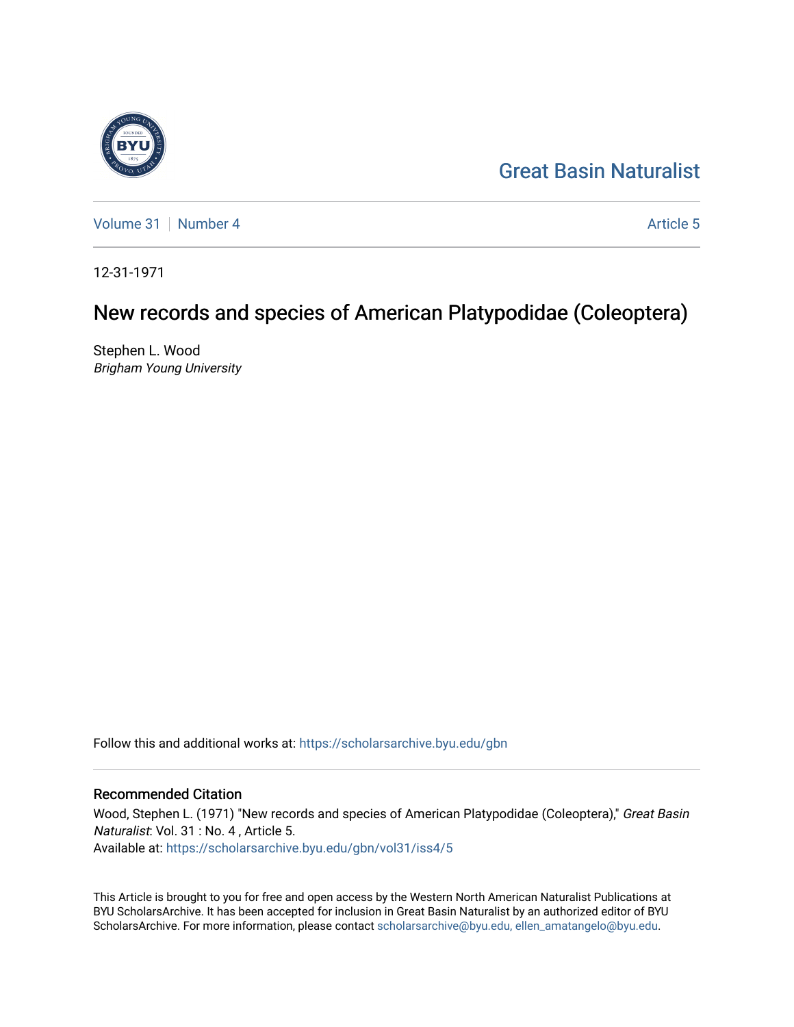Great Basin Naturalist

Volume 31 | Number 4 | Article 5

12-31-1971

# New records and species of American Platypodidae (Coleoptera)

Stephen L. Wood
*Brigham Young University*

Follow this and additional works at: https://scholarsarchive.byu.edu/gbn

## Recommended Citation

Wood, Stephen L. (1971) "New records and species of American Platypodidae (Coleoptera)," *Great Basin Naturalist*: Vol. 31 : No. 4 , Article 5.
Available at: https://scholarsarchive.byu.edu/gbn/vol31/iss4/5

This Article is brought to you for free and open access by the Western North American Naturalist Publications at BYU ScholarsArchive. It has been accepted for inclusion in Great Basin Naturalist by an authorized editor of BYU ScholarsArchive. For more information, please contact scholarsarchive@byu.edu, ellen_amatangelo@byu.edu.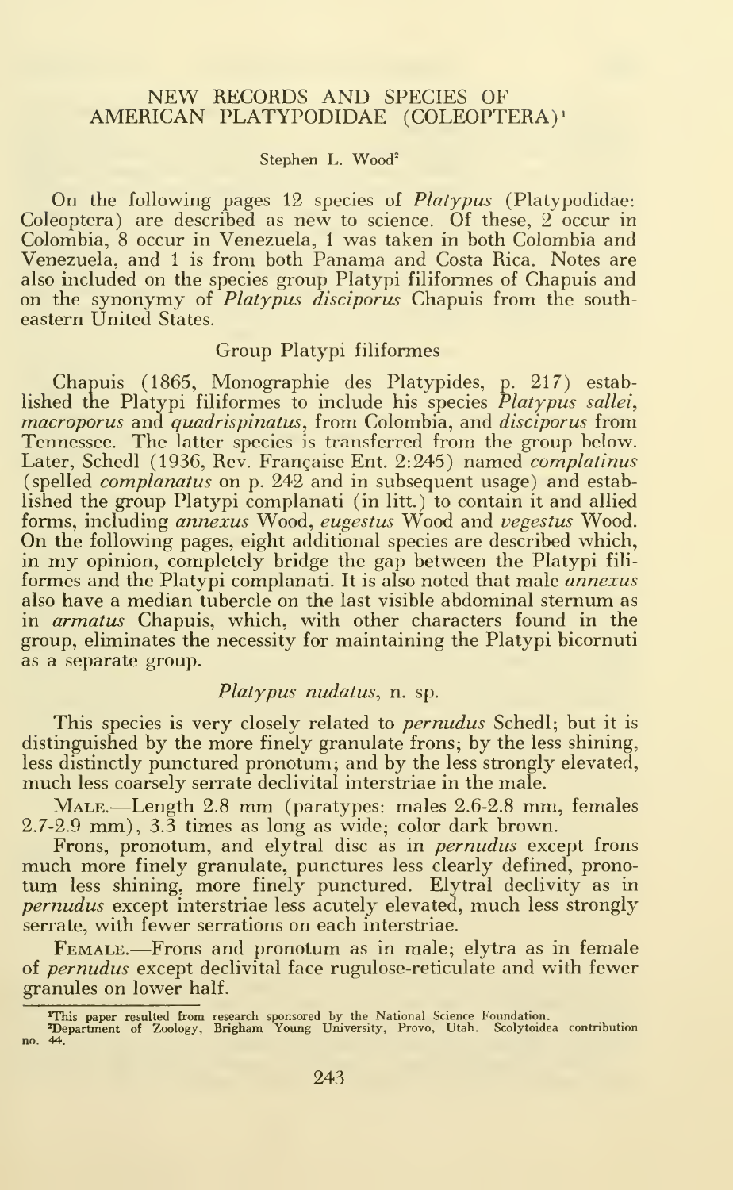# NEW RECORDS AND SPECIES OF AMERICAN PLATYPODIDAE (COLEOPTERA)[1]

Stephen L. Wood[2]

On the following pages 12 species of *Platypus* (Platypodidae: Coleoptera) are described as new to science. Of these, 2 occur in Colombia, 8 occur in Venezuela, 1 was taken in both Colombia and Venezuela, and 1 is from both Panama and Costa Rica. Notes are also included on the species group Platypi filiformes of Chapuis and on the synonymy of *Platypus disciporus* Chapuis from the southeastern United States.

## Group Platypi filiformes

Chapuis (1865, Monographie des Platypides, p. 217) established the Platypi filiformes to include his species *Platypus sallei*, *macroporus* and *quadrispinatus*, from Colombia, and *disciporus* from Tennessee. The latter species is transferred from the group below. Later, Schedl (1936, Rev. Française Ent. 2:245) named *complatinus* (spelled *complanatus* on p. 242 and in subsequent usage) and established the group Platypi complanati (in litt.) to contain it and allied forms, including *annexus* Wood, *eugestus* Wood and *vegestus* Wood. On the following pages, eight additional species are described which, in my opinion, completely bridge the gap between the Platypi filiformes and the Platypi complanati. It is also noted that male *annexus* also have a median tubercle on the last visible abdominal sternum as in *armatus* Chapuis, which, with other characters found in the group, eliminates the necessity for maintaining the Platypi bicornuti as a separate group.

### *Platypus nudatus*, n. sp.

This species is very closely related to *pernudus* Schedl; but it is distinguished by the more finely granulate frons; by the less shining, less distinctly punctured pronotum; and by the less strongly elevated, much less coarsely serrate declivital interstriae in the male.

MALE.—Length 2.8 mm (paratypes: males 2.6-2.8 mm, females 2.7-2.9 mm), 3.3 times as long as wide; color dark brown.

Frons, pronotum, and elytral disc as in *pernudus* except frons much more finely granulate, punctures less clearly defined, pronotum less shining, more finely punctured. Elytral declivity as in *pernudus* except interstriae less acutely elevated, much less strongly serrate, with fewer serrations on each interstriae.

FEMALE.—Frons and pronotum as in male; elytra as in female of *pernudus* except declivital face rugulose-reticulate and with fewer granules on lower half.

[1]This paper resulted from research sponsored by the National Science Foundation.

[2]Department of Zoology, Brigham Young University, Provo, Utah. Scolytoidea contribution no. 44.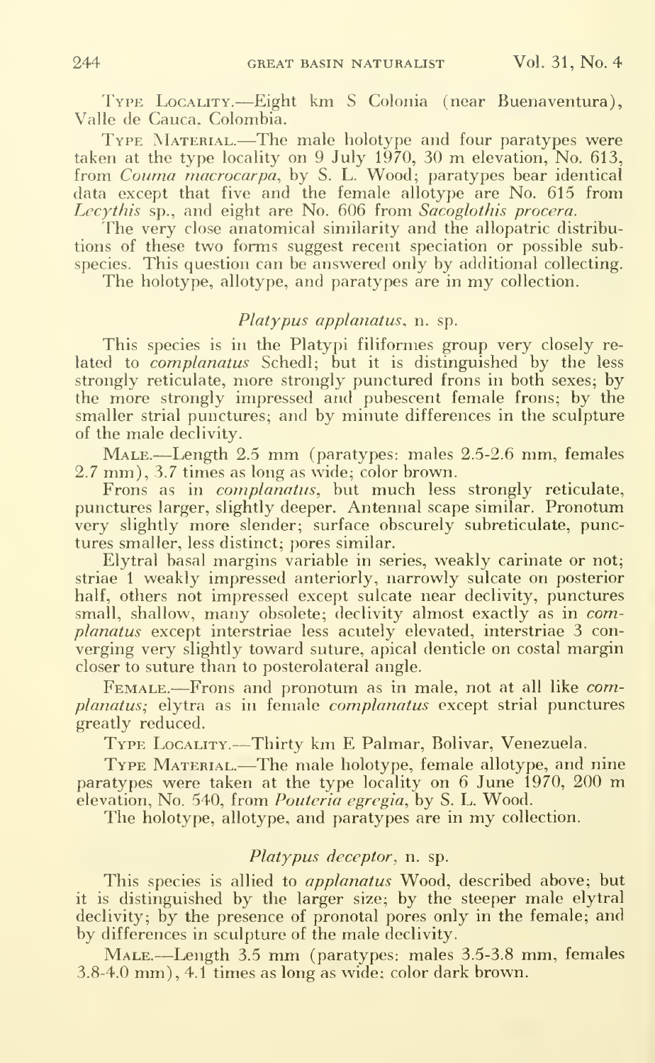Type Locality.—Eight km S Colonia (near Buenaventura), Valle de Cauca, Colombia.

Type Material.—The male holotype and four paratypes were taken at the type locality on 9 July 1970, 30 m elevation, No. 613, from *Couma macrocarpa*, by S. L. Wood; paratypes bear identical data except that five and the female allotype are No. 615 from *Lecythis* sp., and eight are No. 606 from *Sacoglothis procera*.

The very close anatomical similarity and the allopatric distributions of these two forms suggest recent speciation or possible subspecies. This question can be answered only by additional collecting.

The holotype, allotype, and paratypes are in my collection.

### *Platypus applanatus*, n. sp.

This species is in the Platypi filiformes group very closely related to *complanatus* Schedl; but it is distinguished by the less strongly reticulate, more strongly punctured frons in both sexes; by the more strongly impressed and pubescent female frons; by the smaller strial punctures; and by minute differences in the sculpture of the male declivity.

Male.—Length 2.5 mm (paratypes: males 2.5-2.6 mm, females 2.7 mm), 3.7 times as long as wide; color brown.

Frons as in *complanatus*, but much less strongly reticulate, punctures larger, slightly deeper. Antennal scape similar. Pronotum very slightly more slender; surface obscurely subreticulate, punctures smaller, less distinct; pores similar.

Elytral basal margins variable in series, weakly carinate or not; striae 1 weakly impressed anteriorly, narrowly sulcate on posterior half, others not impressed except sulcate near declivity, punctures small, shallow, many obsolete; declivity almost exactly as in *complanatus* except interstriae less acutely elevated, interstriae 3 converging very slightly toward suture, apical denticle on costal margin closer to suture than to posterolateral angle.

Female.—Frons and pronotum as in male, not at all like *complanatus*; elytra as in female *complanatus* except strial punctures greatly reduced.

Type Locality.—Thirty km E Palmar, Bolivar, Venezuela.

Type Material.—The male holotype, female allotype, and nine paratypes were taken at the type locality on 6 June 1970, 200 m elevation, No. 540, from *Pouteria egregia*, by S. L. Wood.

The holotype, allotype, and paratypes are in my collection.

### *Platypus deceptor*, n. sp.

This species is allied to *applanatus* Wood, described above; but it is distinguished by the larger size; by the steeper male elytral declivity; by the presence of pronotal pores only in the female; and by differences in sculpture of the male declivity.

Male.—Length 3.5 mm (paratypes: males 3.5-3.8 mm, females 3.8-4.0 mm), 4.1 times as long as wide; color dark brown.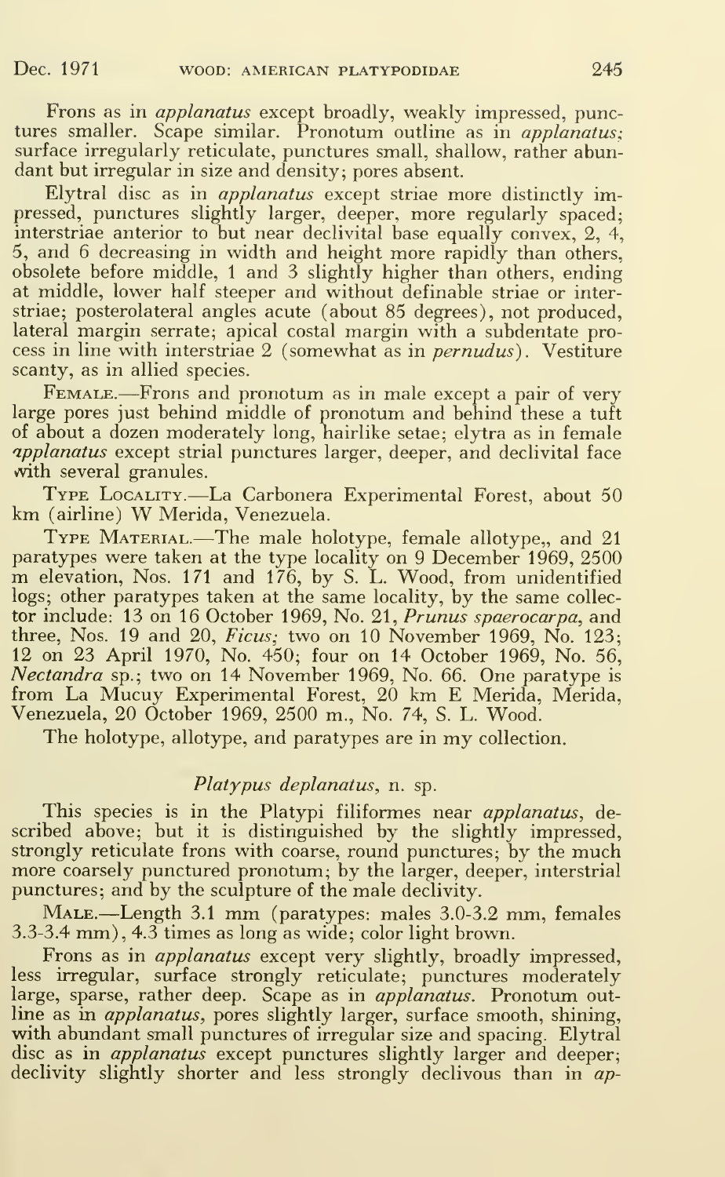Frons as in *applanatus* except broadly, weakly impressed, punctures smaller. Scape similar. Pronotum outline as in *applanatus*; surface irregularly reticulate, punctures small, shallow, rather abundant but irregular in size and density; pores absent.

Elytral disc as in *applanatus* except striae more distinctly impressed, punctures slightly larger, deeper, more regularly spaced; interstriae anterior to but near declivital base equally convex, 2, 4, 5, and 6 decreasing in width and height more rapidly than others, obsolete before middle, 1 and 3 slightly higher than others, ending at middle, lower half steeper and without definable striae or interstriae; posterolateral angles acute (about 85 degrees), not produced, lateral margin serrate; apical costal margin with a subdentate process in line with interstriae 2 (somewhat as in *pernudus*). Vestiture scanty, as in allied species.

FEMALE.—Frons and pronotum as in male except a pair of very large pores just behind middle of pronotum and behind these a tuft of about a dozen moderately long, hairlike setae; elytra as in female *applanatus* except strial punctures larger, deeper, and declivital face with several granules.

TYPE LOCALITY.—La Carbonera Experimental Forest, about 50 km (airline) W Merida, Venezuela.

TYPE MATERIAL.—The male holotype, female allotype,, and 21 paratypes were taken at the type locality on 9 December 1969, 2500 m elevation, Nos. 171 and 176, by S. L. Wood, from unidentified logs; other paratypes taken at the same locality, by the same collector include: 13 on 16 October 1969, No. 21, *Prunus spaerocarpa*, and three, Nos. 19 and 20, *Ficus;* two on 10 November 1969, No. 123; 12 on 23 April 1970, No. 450; four on 14 October 1969, No. 56, *Nectandra* sp.; two on 14 November 1969, No. 66. One paratype is from La Mucuy Experimental Forest, 20 km E Merida, Merida, Venezuela, 20 October 1969, 2500 m., No. 74, S. L. Wood.

The holotype, allotype, and paratypes are in my collection.

## *Platypus deplanatus*, n. sp.

This species is in the Platypi filiformes near *applanatus*, described above; but it is distinguished by the slightly impressed, strongly reticulate frons with coarse, round punctures; by the much more coarsely punctured pronotum; by the larger, deeper, interstrial punctures; and by the sculpture of the male declivity.

MALE.—Length 3.1 mm (paratypes: males 3.0-3.2 mm, females 3.3-3.4 mm), 4.3 times as long as wide; color light brown.

Frons as in *applanatus* except very slightly, broadly impressed, less irregular, surface strongly reticulate; punctures moderately large, sparse, rather deep. Scape as in *applanatus*. Pronotum outline as in *applanatus*, pores slightly larger, surface smooth, shining, with abundant small punctures of irregular size and spacing. Elytral disc as in *applanatus* except punctures slightly larger and deeper; declivity slightly shorter and less strongly declivous than in *ap-*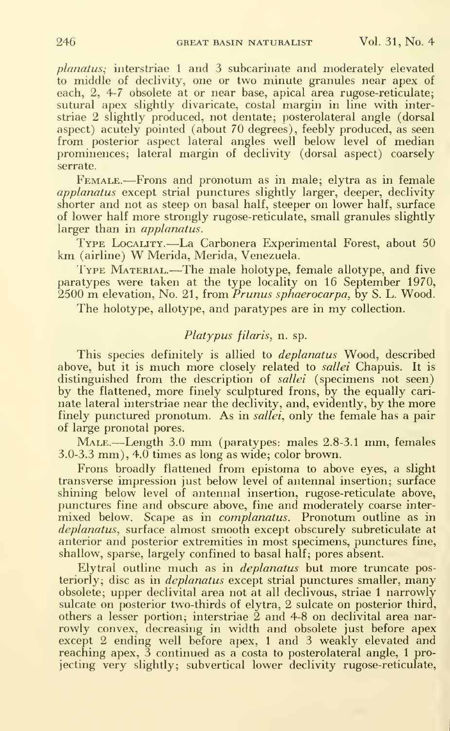*planatus;* interstriae 1 and 3 subcarinate and moderately elevated to middle of declivity, one or two minute granules near apex of each, 2, 4-7 obsolete at or near base, apical area rugose-reticulate; sutural apex slightly divaricate, costal margin in line with interstriae 2 slightly produced, not dentate; posterolateral angle (dorsal aspect) acutely pointed (about 70 degrees), feebly produced, as seen from posterior aspect lateral angles well below level of median prominences; lateral margin of declivity (dorsal aspect) coarsely serrate.

Female.—Frons and pronotum as in male; elytra as in female *applanatus* except strial punctures slightly larger, deeper, declivity shorter and not as steep on basal half, steeper on lower half, surface of lower half more strongly rugose-reticulate, small granules slightly larger than in *applanatus*.

Type Locality.—La Carbonera Experimental Forest, about 50 km (airline) W Merida, Merida, Venezuela.

Type Material.—The male holotype, female allotype, and five paratypes were taken at the type locality on 16 September 1970, 2500 m elevation, No. 21, from *Prunus sphaerocarpa*, by S. L. Wood.

The holotype, allotype, and paratypes are in my collection.

### *Platypus filaris*, n. sp.

This species definitely is allied to *deplanatus* Wood, described above, but it is much more closely related to *sallei* Chapuis. It is distinguished from the description of *sallei* (specimens not seen) by the flattened, more finely sculptured frons, by the equally carinate lateral interstriae near the declivity, and, evidently, by the more finely punctured pronotum. As in *sallei*, only the female has a pair of large pronotal pores.

Male.—Length 3.0 mm (paratypes: males 2.8-3.1 mm, females 3.0-3.3 mm), 4.0 times as long as wide; color brown.

Frons broadly flattened from epistoma to above eyes, a slight transverse impression just below level of antennal insertion; surface shining below level of antennal insertion, rugose-reticulate above, punctures fine and obscure above, fine and moderately coarse intermixed below. Scape as in *complanatus*. Pronotum outline as in *deplanatus*, surface almost smooth except obscurely subreticulate at anterior and posterior extremities in most specimens, punctures fine, shallow, sparse, largely confined to basal half; pores absent.

Elytral outline much as in *deplanatus* but more truncate posteriorly; disc as in *deplanatus* except strial punctures smaller, many obsolete; upper declivital area not at all declivous, striae 1 narrowly sulcate on posterior two-thirds of elytra, 2 sulcate on posterior third, others a lesser portion; interstriae 2 and 4-8 on declivital area narrowly convex, decreasing in width and obsolete just before apex except 2 ending well before apex, 1 and 3 weakly elevated and reaching apex, 3 continued as a costa to posterolateral angle, 1 projecting very slightly; subvertical lower declivity rugose-reticulate,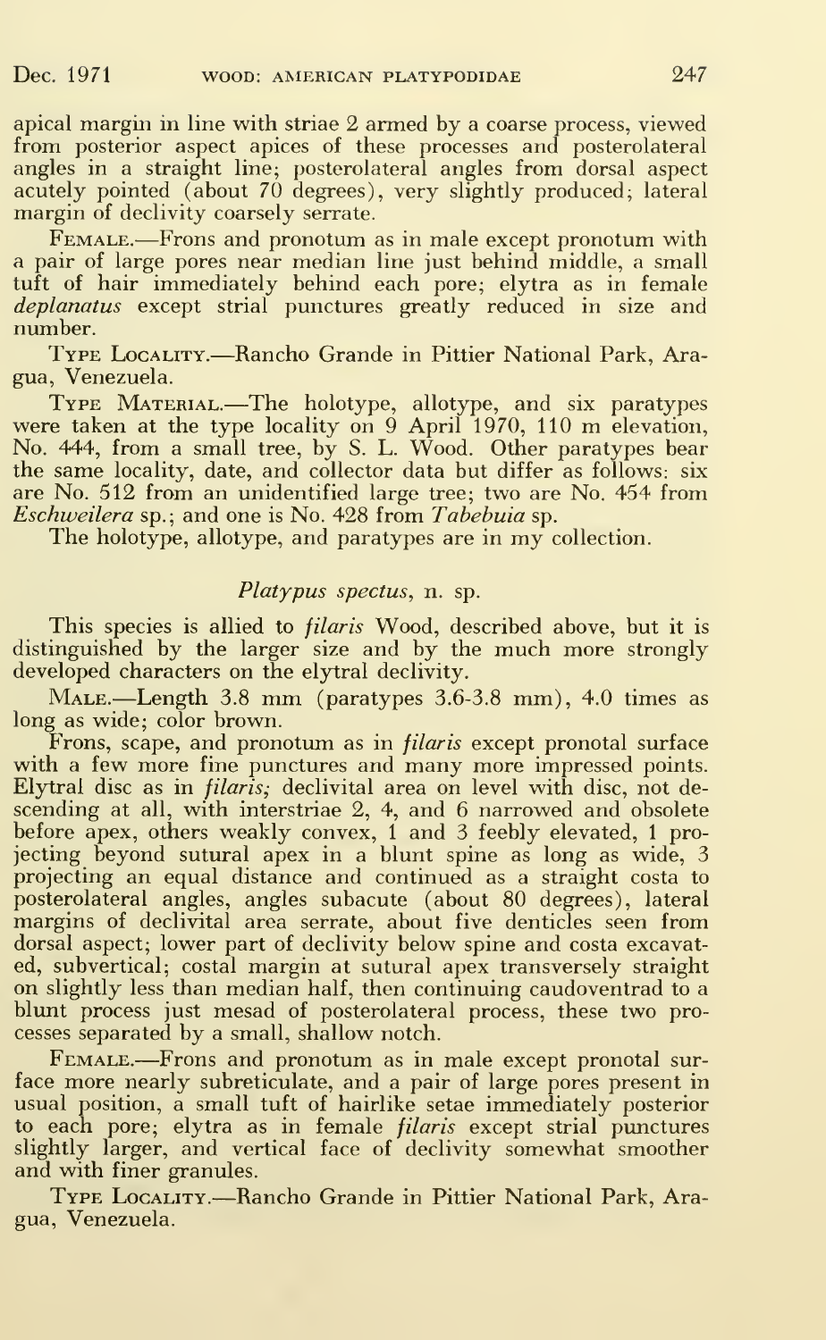apical margin in line with striae 2 armed by a coarse process, viewed from posterior aspect apices of these processes and posterolateral angles in a straight line; posterolateral angles from dorsal aspect acutely pointed (about 70 degrees), very slightly produced; lateral margin of declivity coarsely serrate.

FEMALE.—Frons and pronotum as in male except pronotum with a pair of large pores near median line just behind middle, a small tuft of hair immediately behind each pore; elytra as in female *deplanatus* except strial punctures greatly reduced in size and number.

TYPE LOCALITY.—Rancho Grande in Pittier National Park, Aragua, Venezuela.

TYPE MATERIAL.—The holotype, allotype, and six paratypes were taken at the type locality on 9 April 1970, 110 m elevation, No. 444, from a small tree, by S. L. Wood. Other paratypes bear the same locality, date, and collector data but differ as follows: six are No. 512 from an unidentified large tree; two are No. 454 from *Eschweilera* sp.; and one is No. 428 from *Tabebuia* sp.

The holotype, allotype, and paratypes are in my collection.

### *Platypus spectus*, n. sp.

This species is allied to *filaris* Wood, described above, but it is distinguished by the larger size and by the much more strongly developed characters on the elytral declivity.

MALE.—Length 3.8 mm (paratypes 3.6-3.8 mm), 4.0 times as long as wide; color brown.

Frons, scape, and pronotum as in *filaris* except pronotal surface with a few more fine punctures and many more impressed points. Elytral disc as in *filaris;* declivital area on level with disc, not descending at all, with interstriae 2, 4, and 6 narrowed and obsolete before apex, others weakly convex, 1 and 3 feebly elevated, 1 projecting beyond sutural apex in a blunt spine as long as wide, 3 projecting an equal distance and continued as a straight costa to posterolateral angles, angles subacute (about 80 degrees), lateral margins of declivital area serrate, about five denticles seen from dorsal aspect; lower part of declivity below spine and costa excavated, subvertical; costal margin at sutural apex transversely straight on slightly less than median half, then continuing caudoventrad to a blunt process just mesad of posterolateral process, these two processes separated by a small, shallow notch.

FEMALE.—Frons and pronotum as in male except pronotal surface more nearly subreticulate, and a pair of large pores present in usual position, a small tuft of hairlike setae immediately posterior to each pore; elytra as in female *filaris* except strial punctures slightly larger, and vertical face of declivity somewhat smoother and with finer granules.

TYPE LOCALITY.—Rancho Grande in Pittier National Park, Aragua, Venezuela.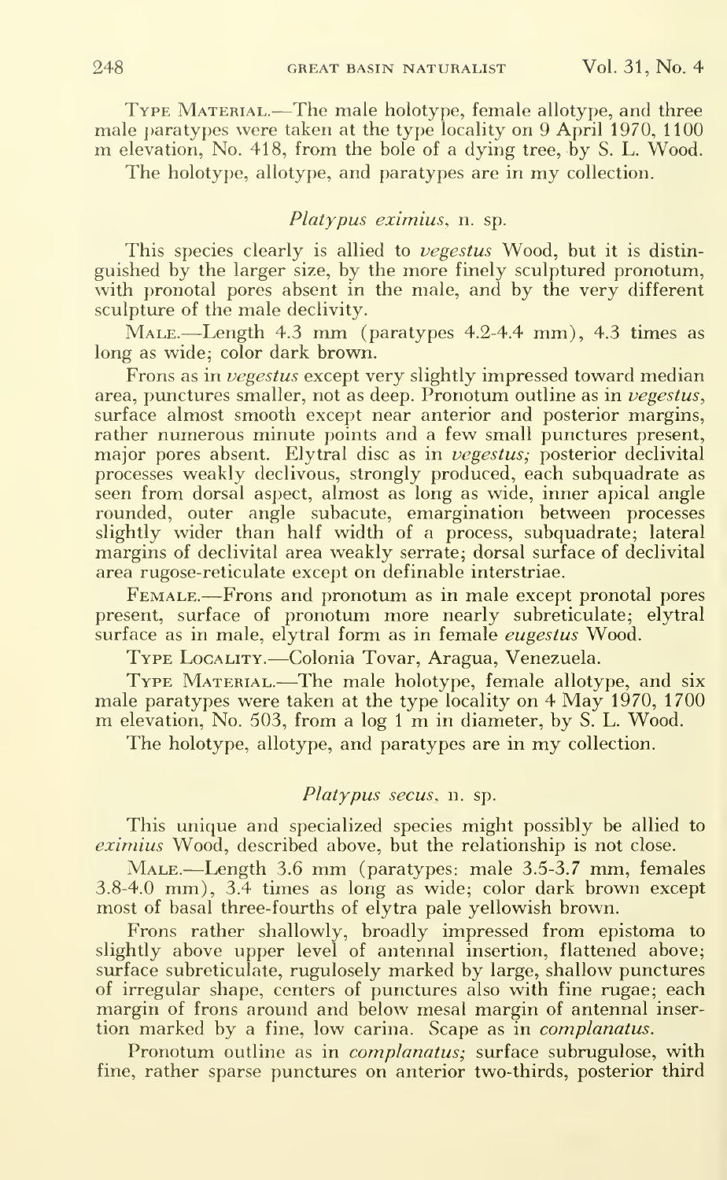Type Material.—The male holotype, female allotype, and three male paratypes were taken at the type locality on 9 April 1970, 1100 m elevation, No. 418, from the bole of a dying tree, by S. L. Wood.

The holotype, allotype, and paratypes are in my collection.

### *Platypus eximius*, n. sp.

This species clearly is allied to *vegestus* Wood, but it is distinguished by the larger size, by the more finely sculptured pronotum, with pronotal pores absent in the male, and by the very different sculpture of the male declivity.

Male.—Length 4.3 mm (paratypes 4.2-4.4 mm), 4.3 times as long as wide; color dark brown.

Frons as in *vegestus* except very slightly impressed toward median area, punctures smaller, not as deep. Pronotum outline as in *vegestus*, surface almost smooth except near anterior and posterior margins, rather numerous minute points and a few small punctures present, major pores absent. Elytral disc as in *vegestus;* posterior declivital processes weakly declivous, strongly produced, each subquadrate as seen from dorsal aspect, almost as long as wide, inner apical angle rounded, outer angle subacute, emargination between processes slightly wider than half width of a process, subquadrate; lateral margins of declivital area weakly serrate; dorsal surface of declivital area rugose-reticulate except on definable interstriae.

Female.—Frons and pronotum as in male except pronotal pores present, surface of pronotum more nearly subreticulate; elytral surface as in male, elytral form as in female *eugestus* Wood.

Type Locality.—Colonia Tovar, Aragua, Venezuela.

Type Material.—The male holotype, female allotype, and six male paratypes were taken at the type locality on 4 May 1970, 1700 m elevation, No. 503, from a log 1 m in diameter, by S. L. Wood.

The holotype, allotype, and paratypes are in my collection.

### *Platypus secus*, n. sp.

This unique and specialized species might possibly be allied to *eximius* Wood, described above, but the relationship is not close.

Male.—Length 3.6 mm (paratypes: male 3.5-3.7 mm, females 3.8-4.0 mm), 3.4 times as long as wide; color dark brown except most of basal three-fourths of elytra pale yellowish brown.

Frons rather shallowly, broadly impressed from epistoma to slightly above upper level of antennal insertion, flattened above; surface subreticulate, rugulosely marked by large, shallow punctures of irregular shape, centers of punctures also with fine rugae; each margin of frons around and below mesal margin of antennal insertion marked by a fine, low carina. Scape as in *complanatus*.

Pronotum outline as in *complanatus;* surface subrugulose, with fine, rather sparse punctures on anterior two-thirds, posterior third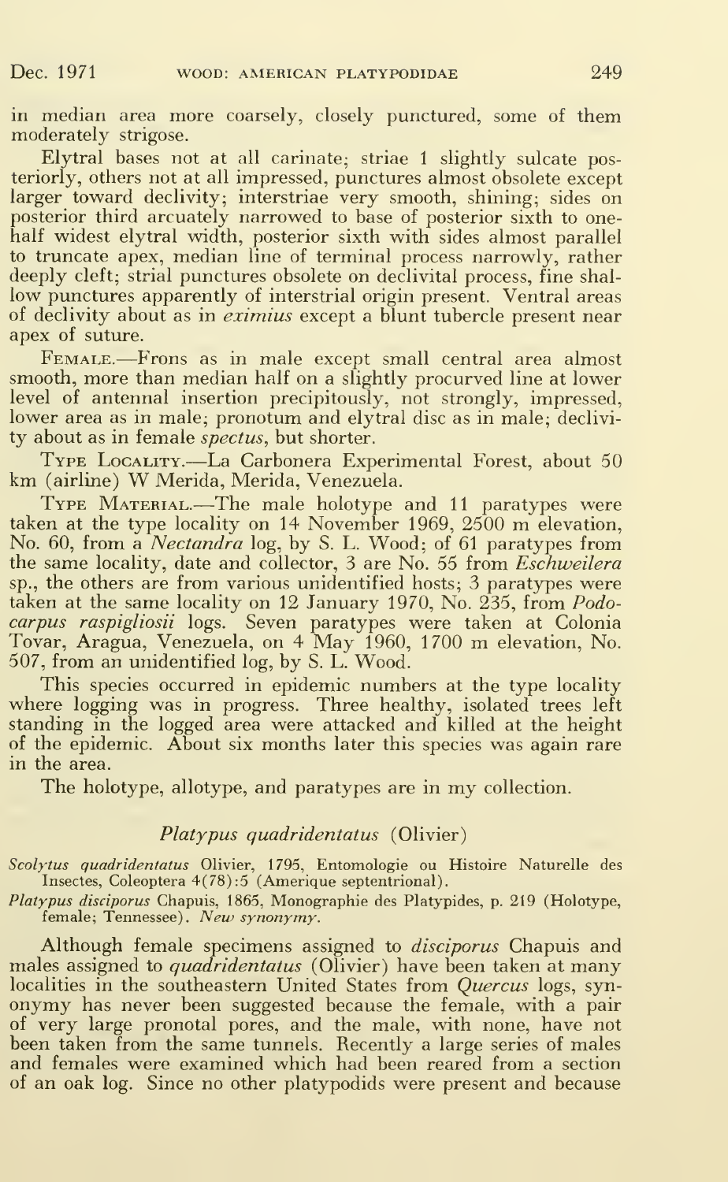in median area more coarsely, closely punctured, some of them moderately strigose.

Elytral bases not at all carinate; striae 1 slightly sulcate posteriorly, others not at all impressed, punctures almost obsolete except larger toward declivity; interstriae very smooth, shining; sides on posterior third arcuately narrowed to base of posterior sixth to one-half widest elytral width, posterior sixth with sides almost parallel to truncate apex, median line of terminal process narrowly, rather deeply cleft; strial punctures obsolete on declivital process, fine shallow punctures apparently of interstrial origin present. Ventral areas of declivity about as in *eximius* except a blunt tubercle present near apex of suture.

Female.—Frons as in male except small central area almost smooth, more than median half on a slightly procurved line at lower level of antennal insertion precipitously, not strongly, impressed, lower area as in male; pronotum and elytral disc as in male; declivity about as in female *spectus*, but shorter.

Type Locality.—La Carbonera Experimental Forest, about 50 km (airline) W Merida, Merida, Venezuela.

Type Material.—The male holotype and 11 paratypes were taken at the type locality on 14 November 1969, 2500 m elevation, No. 60, from a *Nectandra* log, by S. L. Wood; of 61 paratypes from the same locality, date and collector, 3 are No. 55 from *Eschweilera* sp., the others are from various unidentified hosts; 3 paratypes were taken at the same locality on 12 January 1970, No. 235, from *Podocarpus raspigliosii* logs. Seven paratypes were taken at Colonia Tovar, Aragua, Venezuela, on 4 May 1960, 1700 m elevation, No. 507, from an unidentified log, by S. L. Wood.

This species occurred in epidemic numbers at the type locality where logging was in progress. Three healthy, isolated trees left standing in the logged area were attacked and killed at the height of the epidemic. About six months later this species was again rare in the area.

The holotype, allotype, and paratypes are in my collection.

## *Platypus quadridentatus* (Olivier)

*Scolytus quadridentatus* Olivier, 1795, Entomologie ou Histoire Naturelle des Insectes, Coleoptera 4(78):5 (Amerique septentrional).

*Platypus disciporus* Chapuis, 1865, Monographie des Platypides, p. 219 (Holotype, female; Tennessee). *New synonymy*.

Although female specimens assigned to *disciporus* Chapuis and males assigned to *quadridentatus* (Olivier) have been taken at many localities in the southeastern United States from *Quercus* logs, synonymy has never been suggested because the female, with a pair of very large pronotal pores, and the male, with none, have not been taken from the same tunnels. Recently a large series of males and females were examined which had been reared from a section of an oak log. Since no other platypodids were present and because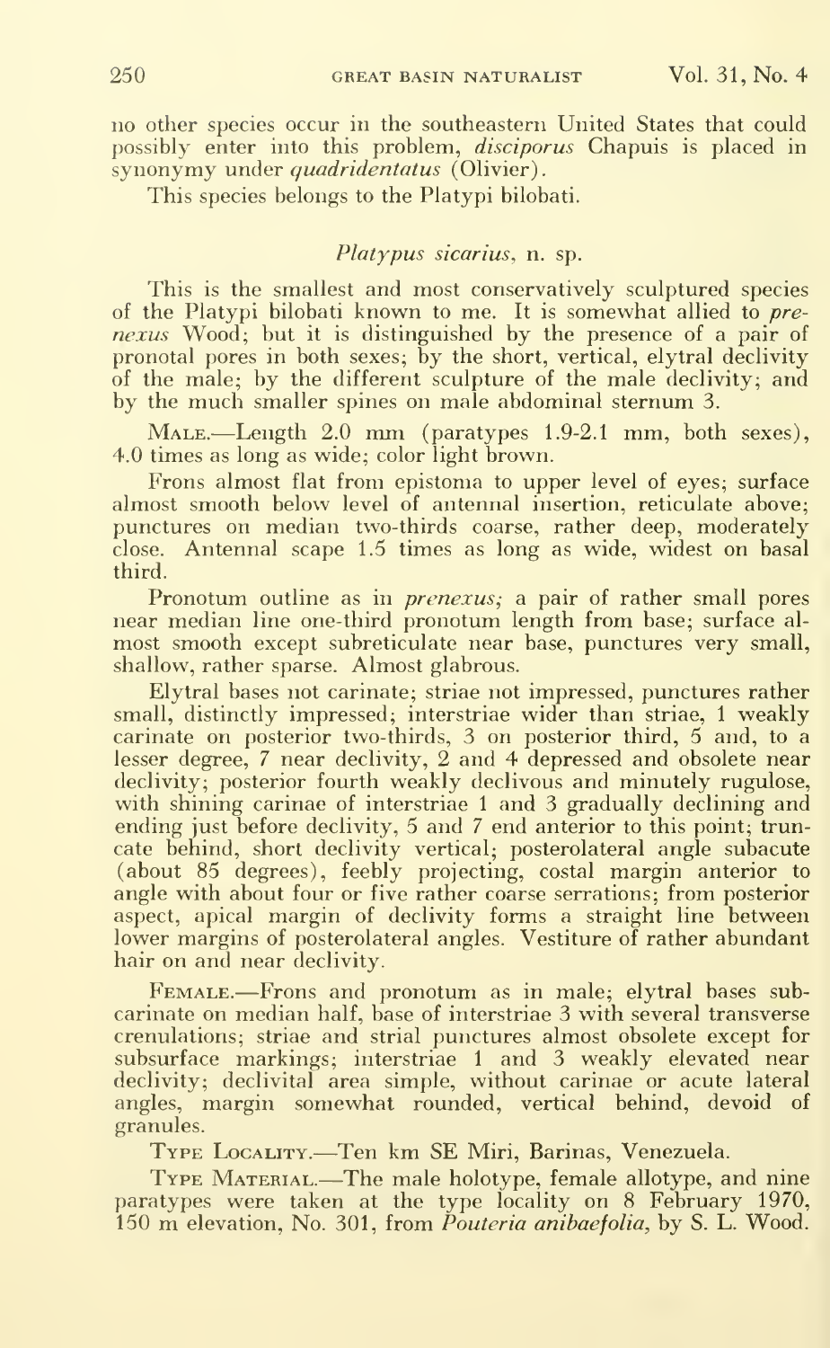no other species occur in the southeastern United States that could possibly enter into this problem, *disciporus* Chapuis is placed in synonymy under *quadridentatus* (Olivier).

This species belongs to the Platypi bilobati.

### *Platypus sicarius*, n. sp.

This is the smallest and most conservatively sculptured species of the Platypi bilobati known to me. It is somewhat allied to *prenexus* Wood; but it is distinguished by the presence of a pair of pronotal pores in both sexes; by the short, vertical, elytral declivity of the male; by the different sculpture of the male declivity; and by the much smaller spines on male abdominal sternum 3.

Male.—Length 2.0 mm (paratypes 1.9-2.1 mm, both sexes), 4.0 times as long as wide; color light brown.

Frons almost flat from epistoma to upper level of eyes; surface almost smooth below level of antennal insertion, reticulate above; punctures on median two-thirds coarse, rather deep, moderately close. Antennal scape 1.5 times as long as wide, widest on basal third.

Pronotum outline as in *prenexus;* a pair of rather small pores near median line one-third pronotum length from base; surface almost smooth except subreticulate near base, punctures very small, shallow, rather sparse. Almost glabrous.

Elytral bases not carinate; striae not impressed, punctures rather small, distinctly impressed; interstriae wider than striae, 1 weakly carinate on posterior two-thirds, 3 on posterior third, 5 and, to a lesser degree, 7 near declivity, 2 and 4 depressed and obsolete near declivity; posterior fourth weakly declivous and minutely rugulose, with shining carinae of interstriae 1 and 3 gradually declining and ending just before declivity, 5 and 7 end anterior to this point; truncate behind, short declivity vertical; posterolateral angle subacute (about 85 degrees), feebly projecting, costal margin anterior to angle with about four or five rather coarse serrations; from posterior aspect, apical margin of declivity forms a straight line between lower margins of posterolateral angles. Vestiture of rather abundant hair on and near declivity.

Female.—Frons and pronotum as in male; elytral bases subcarinate on median half, base of interstriae 3 with several transverse crenulations; striae and strial punctures almost obsolete except for subsurface markings; interstriae 1 and 3 weakly elevated near declivity; declivital area simple, without carinae or acute lateral angles, margin somewhat rounded, vertical behind, devoid of granules.

Type Locality.—Ten km SE Miri, Barinas, Venezuela.

Type Material.—The male holotype, female allotype, and nine paratypes were taken at the type locality on 8 February 1970, 150 m elevation, No. 301, from *Pouteria anibaefolia*, by S. L. Wood.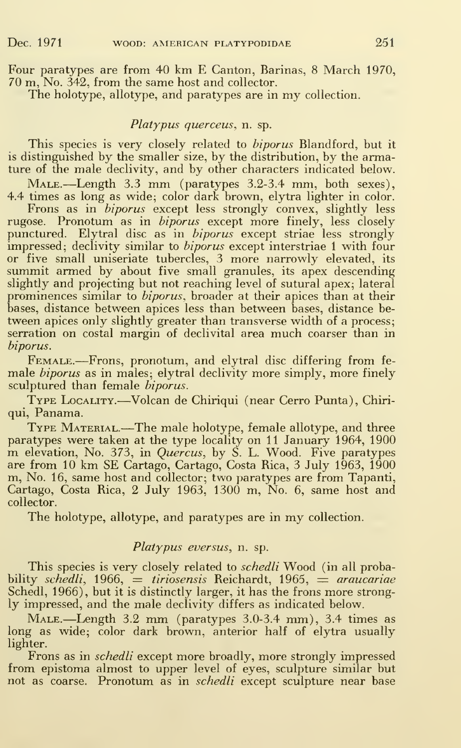Four paratypes are from 40 km E Canton, Barinas, 8 March 1970, 70 m, No. 342, from the same host and collector.

The holotype, allotype, and paratypes are in my collection.

### *Platypus querceus*, n. sp.

This species is very closely related to *biporus* Blandford, but it is distinguished by the smaller size, by the distribution, by the armature of the male declivity, and by other characters indicated below.

MALE.—Length 3.3 mm (paratypes 3.2-3.4 mm, both sexes), 4.4 times as long as wide; color dark brown, elytra lighter in color.

Frons as in *biporus* except less strongly convex, slightly less rugose. Pronotum as in *biporus* except more finely, less closely punctured. Elytral disc as in *biporus* except striae less strongly impressed; declivity similar to *biporus* except interstriae 1 with four or five small uniseriate tubercles, 3 more narrowly elevated, its summit armed by about five small granules, its apex descending slightly and projecting but not reaching level of sutural apex; lateral prominences similar to *biporus*, broader at their apices than at their bases, distance between apices less than between bases, distance between apices only slightly greater than transverse width of a process; serration on costal margin of declivital area much coarser than in *biporus*.

FEMALE.—Frons, pronotum, and elytral disc differing from female *biporus* as in males; elytral declivity more simply, more finely sculptured than female *biporus*.

TYPE LOCALITY.—Volcan de Chiriqui (near Cerro Punta), Chiriqui, Panama.

TYPE MATERIAL.—The male holotype, female allotype, and three paratypes were taken at the type locality on 11 January 1964, 1900 m elevation, No. 373, in *Quercus*, by S. L. Wood. Five paratypes are from 10 km SE Cartago, Cartago, Costa Rica, 3 July 1963, 1900 m, No. 16, same host and collector; two paratypes are from Tapanti, Cartago, Costa Rica, 2 July 1963, 1300 m, No. 6, same host and collector.

The holotype, allotype, and paratypes are in my collection.

### *Platypus eversus*, n. sp.

This species is very closely related to *schedli* Wood (in all probability *schedli*, 1966, = *tiriosensis* Reichardt, 1965, = *araucariae* Schedl, 1966), but it is distinctly larger, it has the frons more strongly impressed, and the male declivity differs as indicated below.

MALE.—Length 3.2 mm (paratypes 3.0-3.4 mm), 3.4 times as long as wide; color dark brown, anterior half of elytra usually lighter.

Frons as in *schedli* except more broadly, more strongly impressed from epistoma almost to upper level of eyes, sculpture similar but not as coarse. Pronotum as in *schedli* except sculpture near base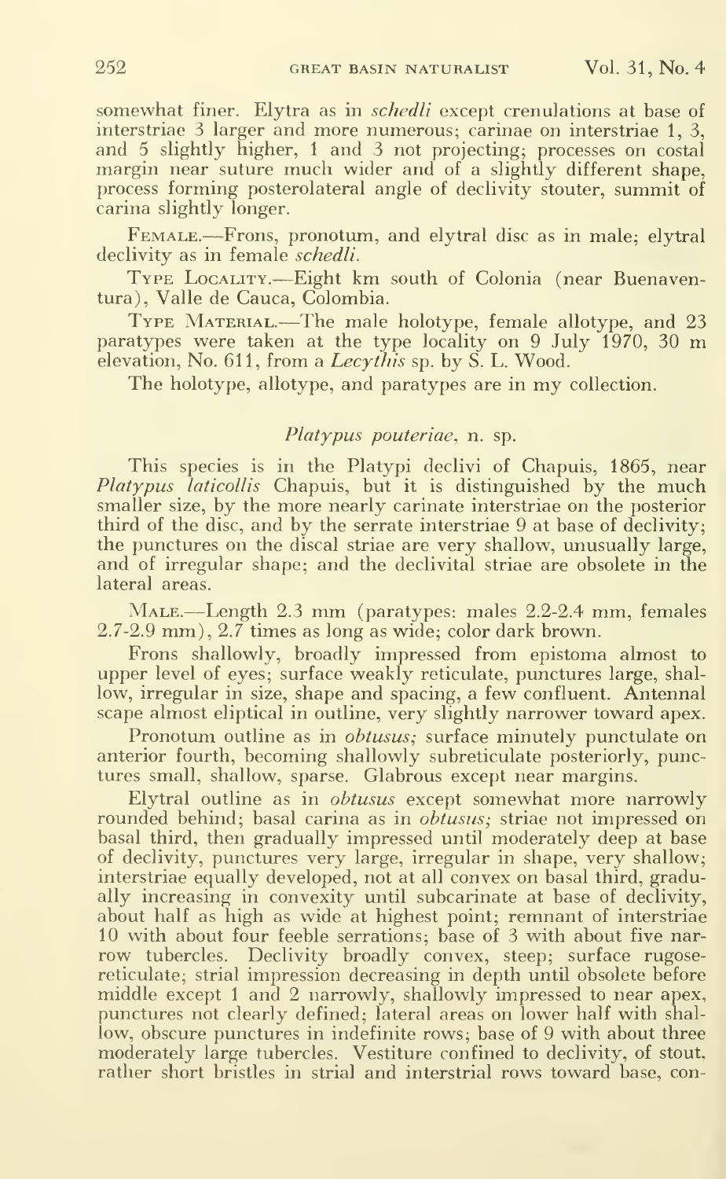somewhat finer. Elytra as in *schedli* except crenulations at base of interstriae 3 larger and more numerous; carinae on interstriae 1, 3, and 5 slightly higher, 1 and 3 not projecting; processes on costal margin near suture much wider and of a slightly different shape, process forming posterolateral angle of declivity stouter, summit of carina slightly longer.

Female.—Frons, pronotum, and elytral disc as in male; elytral declivity as in female *schedli*.

Type Locality.—Eight km south of Colonia (near Buenaventura), Valle de Cauca, Colombia.

Type Material.—The male holotype, female allotype, and 23 paratypes were taken at the type locality on 9 July 1970, 30 m elevation, No. 611, from a *Lecythis* sp. by S. L. Wood.

The holotype, allotype, and paratypes are in my collection.

### *Platypus pouteriae*, n. sp.

This species is in the Platypi declivi of Chapuis, 1865, near *Platypus laticollis* Chapuis, but it is distinguished by the much smaller size, by the more nearly carinate interstriae on the posterior third of the disc, and by the serrate interstriae 9 at base of declivity; the punctures on the discal striae are very shallow, unusually large, and of irregular shape; and the declivital striae are obsolete in the lateral areas.

Male.—Length 2.3 mm (paratypes: males 2.2-2.4 mm, females 2.7-2.9 mm), 2.7 times as long as wide; color dark brown.

Frons shallowly, broadly impressed from epistoma almost to upper level of eyes; surface weakly reticulate, punctures large, shallow, irregular in size, shape and spacing, a few confluent. Antennal scape almost eliptical in outline, very slightly narrower toward apex.

Pronotum outline as in *obtusus;* surface minutely punctulate on anterior fourth, becoming shallowly subreticulate posteriorly, punctures small, shallow, sparse. Glabrous except near margins.

Elytral outline as in *obtusus* except somewhat more narrowly rounded behind; basal carina as in *obtusus;* striae not impressed on basal third, then gradually impressed until moderately deep at base of declivity, punctures very large, irregular in shape, very shallow; interstriae equally developed, not at all convex on basal third, gradually increasing in convexity until subcarinate at base of declivity, about half as high as wide at highest point; remnant of interstriae 10 with about four feeble serrations; base of 3 with about five narrow tubercles. Declivity broadly convex, steep; surface rugose-reticulate; strial impression decreasing in depth until obsolete before middle except 1 and 2 narrowly, shallowly impressed to near apex, punctures not clearly defined; lateral areas on lower half with shallow, obscure punctures in indefinite rows; base of 9 with about three moderately large tubercles. Vestiture confined to declivity, of stout, rather short bristles in strial and interstrial rows toward base, con-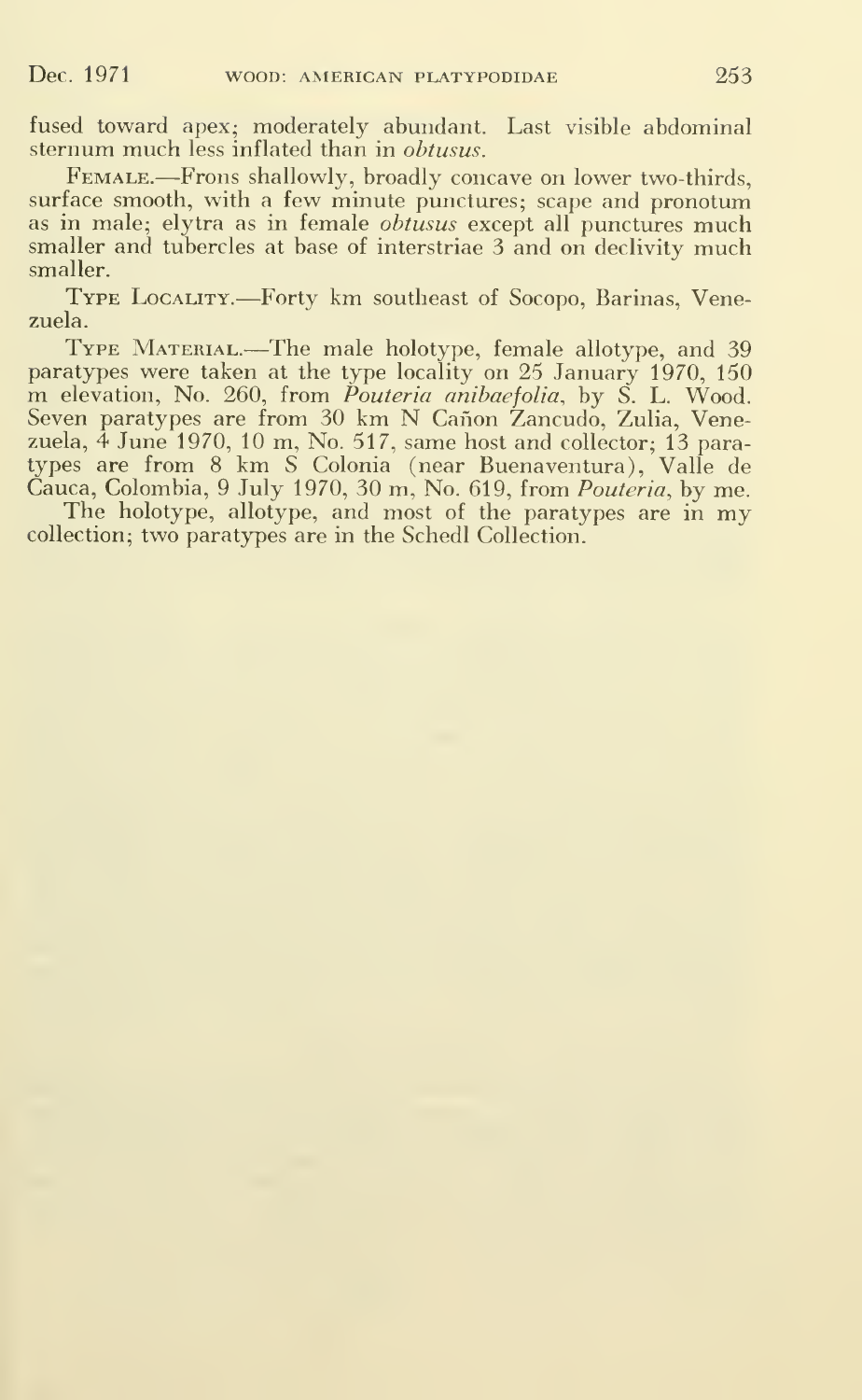fused toward apex; moderately abundant. Last visible abdominal sternum much less inflated than in *obtusus*.

FEMALE.—Frons shallowly, broadly concave on lower two-thirds, surface smooth, with a few minute punctures; scape and pronotum as in male; elytra as in female *obtusus* except all punctures much smaller and tubercles at base of interstriae 3 and on declivity much smaller.

TYPE LOCALITY.—Forty km southeast of Socopo, Barinas, Venezuela.

TYPE MATERIAL.—The male holotype, female allotype, and 39 paratypes were taken at the type locality on 25 January 1970, 150 m elevation, No. 260, from *Pouteria anibaefolia*, by S. L. Wood. Seven paratypes are from 30 km N Cañon Zancudo, Zulia, Venezuela, 4 June 1970, 10 m, No. 517, same host and collector; 13 paratypes are from 8 km S Colonia (near Buenaventura), Valle de Cauca, Colombia, 9 July 1970, 30 m, No. 619, from *Pouteria*, by me.

The holotype, allotype, and most of the paratypes are in my collection; two paratypes are in the Schedl Collection.